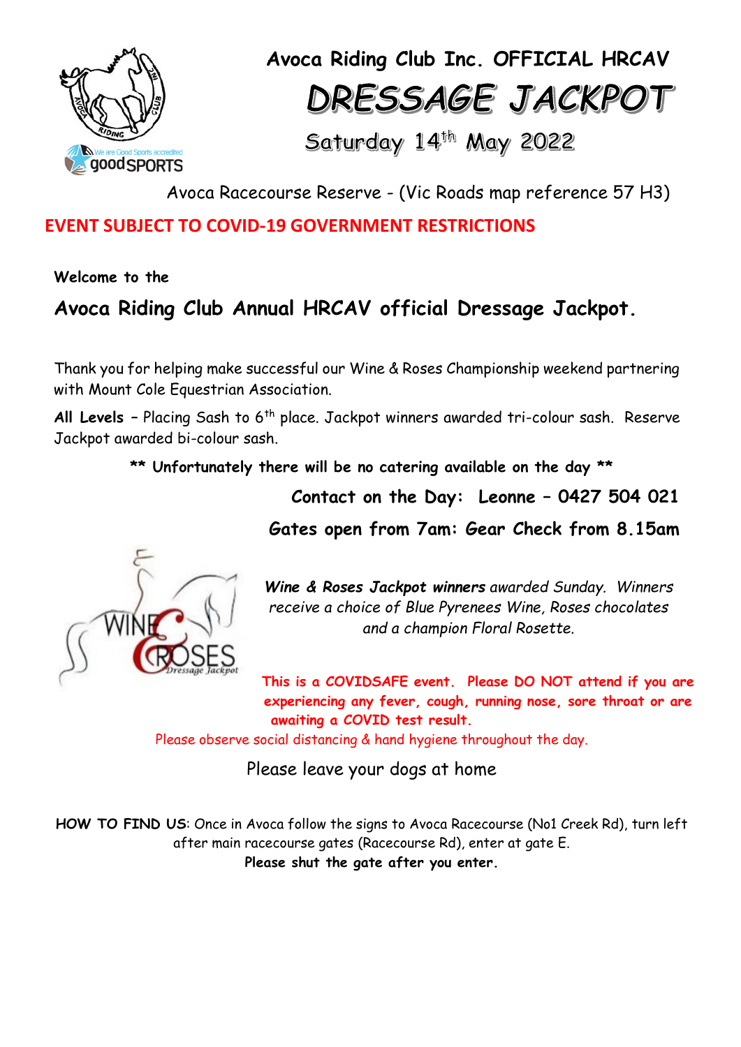# Avoca Riding Club Inc. OFFICIAL HRCAV

# DRESSAGE JACKPOT

## Saturday 14th May 2022

Avoca Racecourse Reserve - (Vic Roads map reference 57 H3)

**EVENT SUBJECT TO COVID-19 GOVERNMENT RESTRICTIONS**

**Welcome to the**

## Avoca Riding Club Annual HRCAV official Dressage Jackpot.

Thank you for helping make successful our Wine & Roses Championship weekend partnering with Mount Cole Equestrian Association.

**All Levels** – Placing Sash to 6th place. Jackpot winners awarded tri-colour sash. Reserve Jackpot awarded bi-colour sash.

**\*\* Unfortunately there will be no catering available on the day \*\***

**Contact on the Day: Leonne – 0427 504 021**

**Gates open from 7am: Gear Check from 8.15am**

***Wine & Roses Jackpot winners*** *awarded Sunday. Winners receive a choice of Blue Pyrenees Wine, Roses chocolates and a champion Floral Rosette.*

**This is a COVIDSAFE event. Please DO NOT attend if you are experiencing any fever, cough, running nose, sore throat or are awaiting a COVID test result.**

Please observe social distancing & hand hygiene throughout the day.

Please leave your dogs at home

**HOW TO FIND US**: Once in Avoca follow the signs to Avoca Racecourse (No1 Creek Rd), turn left after main racecourse gates (Racecourse Rd), enter at gate E.

**Please shut the gate after you enter.**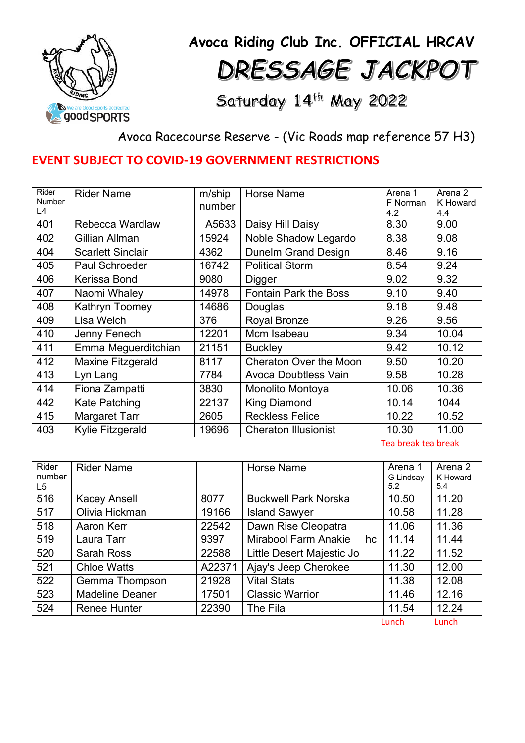# Avoca Riding Club Inc. OFFICIAL HRCAV

# DRESSAGE JACKPOT

## Saturday 14th May 2022

Avoca Racecourse Reserve - (Vic Roads map reference 57 H3)

**EVENT SUBJECT TO COVID-19 GOVERNMENT RESTRICTIONS**

| Rider Number L4 | Rider Name | m/ship number | Horse Name | Arena 1 F Norman 4.2 | Arena 2 K Howard 4.4 |
|---|---|---|---|---|---|
| 401 | Rebecca Wardlaw | A5633 | Daisy Hill Daisy | 8.30 | 9.00 |
| 402 | Gillian Allman | 15924 | Noble Shadow Legardo | 8.38 | 9.08 |
| 404 | Scarlett Sinclair | 4362 | Dunelm Grand Design | 8.46 | 9.16 |
| 405 | Paul Schroeder | 16742 | Political Storm | 8.54 | 9.24 |
| 406 | Kerissa Bond | 9080 | Digger | 9.02 | 9.32 |
| 407 | Naomi Whaley | 14978 | Fontain Park the Boss | 9.10 | 9.40 |
| 408 | Kathryn Toomey | 14686 | Douglas | 9.18 | 9.48 |
| 409 | Lisa Welch | 376 | Royal Bronze | 9.26 | 9.56 |
| 410 | Jenny Fenech | 12201 | Mcm Isabeau | 9.34 | 10.04 |
| 411 | Emma Meguerditchian | 21151 | Buckley | 9.42 | 10.12 |
| 412 | Maxine Fitzgerald | 8117 | Cheraton Over the Moon | 9.50 | 10.20 |
| 413 | Lyn Lang | 7784 | Avoca Doubtless Vain | 9.58 | 10.28 |
| 414 | Fiona Zampatti | 3830 | Monolito Montoya | 10.06 | 10.36 |
| 442 | Kate Patching | 22137 | King Diamond | 10.14 | 1044 |
| 415 | Margaret Tarr | 2605 | Reckless Felice | 10.22 | 10.52 |
| 403 | Kylie Fitzgerald | 19696 | Cheraton Illusionist | 10.30 | 11.00 |
| | | | | Tea break | tea break |

| Rider number L5 | Rider Name | | Horse Name | Arena 1 G Lindsay 5.2 | Arena 2 K Howard 5.4 |
|---|---|---|---|---|---|
| 516 | Kacey Ansell | 8077 | Buckwell Park Norska | 10.50 | 11.20 |
| 517 | Olivia Hickman | 19166 | Island Sawyer | 10.58 | 11.28 |
| 518 | Aaron Kerr | 22542 | Dawn Rise Cleopatra | 11.06 | 11.36 |
| 519 | Laura Tarr | 9397 | Mirabool Farm Anakie hc | 11.14 | 11.44 |
| 520 | Sarah Ross | 22588 | Little Desert Majestic Jo | 11.22 | 11.52 |
| 521 | Chloe Watts | A22371 | Ajay's Jeep Cherokee | 11.30 | 12.00 |
| 522 | Gemma Thompson | 21928 | Vital Stats | 11.38 | 12.08 |
| 523 | Madeline Deaner | 17501 | Classic Warrior | 11.46 | 12.16 |
| 524 | Renee Hunter | 22390 | The Fila | 11.54 | 12.24 |
| | | | | Lunch | Lunch |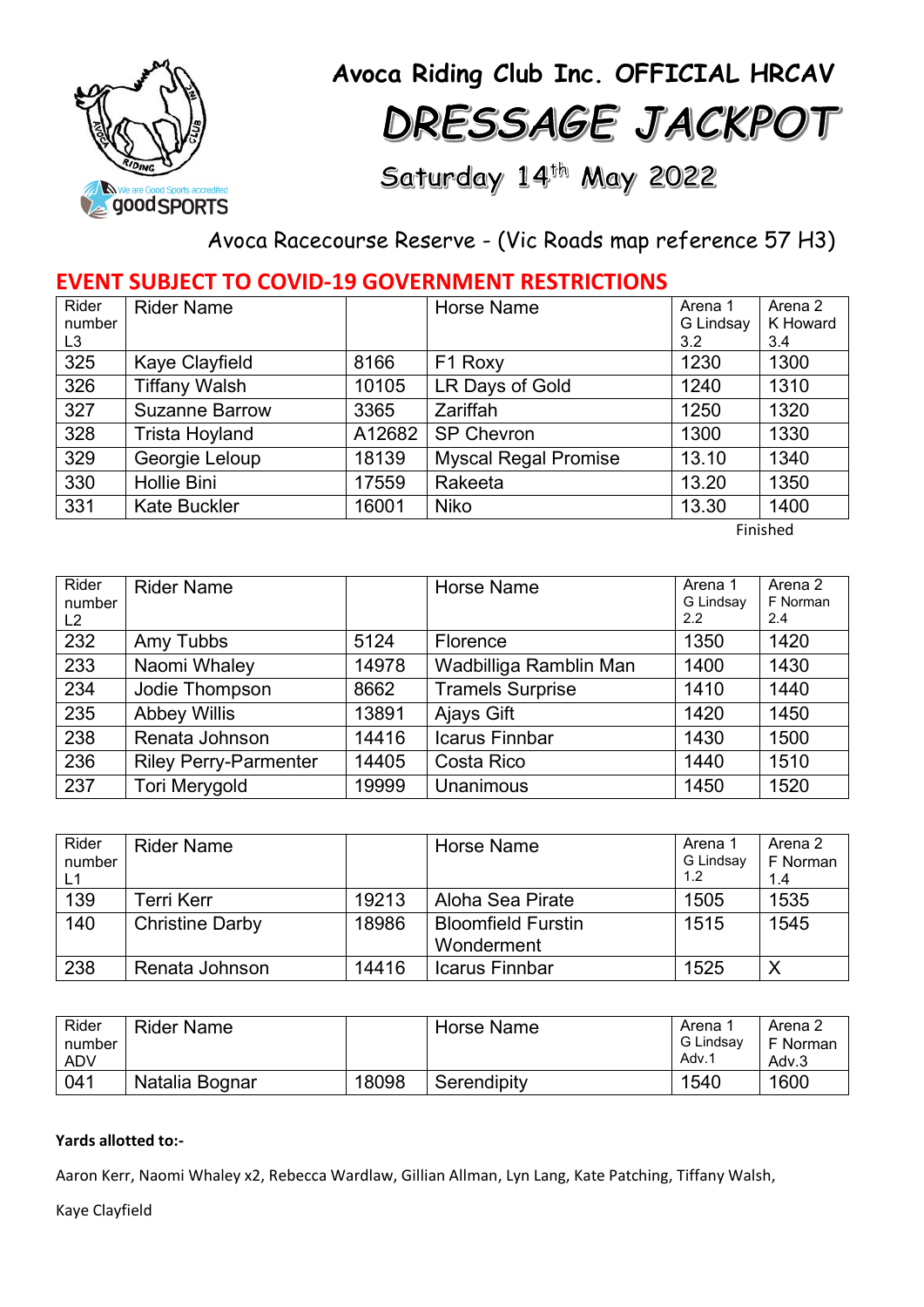# Avoca Riding Club Inc. OFFICIAL HRCAV

# DRESSAGE JACKPOT

## Saturday 14th May 2022

Avoca Racecourse Reserve - (Vic Roads map reference 57 H3)

## EVENT SUBJECT TO COVID-19 GOVERNMENT RESTRICTIONS

| Rider number L3 | Rider Name | | Horse Name | Arena 1 G Lindsay 3.2 | Arena 2 K Howard 3.4 |
|---|---|---|---|---|---|
| 325 | Kaye Clayfield | 8166 | F1 Roxy | 1230 | 1300 |
| 326 | Tiffany Walsh | 10105 | LR Days of Gold | 1240 | 1310 |
| 327 | Suzanne Barrow | 3365 | Zariffah | 1250 | 1320 |
| 328 | Trista Hoyland | A12682 | SP Chevron | 1300 | 1330 |
| 329 | Georgie Leloup | 18139 | Myscal Regal Promise | 13.10 | 1340 |
| 330 | Hollie Bini | 17559 | Rakeeta | 13.20 | 1350 |
| 331 | Kate Buckler | 16001 | Niko | 13.30 | 1400 |

Finished

| Rider number L2 | Rider Name | | Horse Name | Arena 1 G Lindsay 2.2 | Arena 2 F Norman 2.4 |
|---|---|---|---|---|---|
| 232 | Amy Tubbs | 5124 | Florence | 1350 | 1420 |
| 233 | Naomi Whaley | 14978 | Wadbilliga Ramblin Man | 1400 | 1430 |
| 234 | Jodie Thompson | 8662 | Tramels Surprise | 1410 | 1440 |
| 235 | Abbey Willis | 13891 | Ajays Gift | 1420 | 1450 |
| 238 | Renata Johnson | 14416 | Icarus Finnbar | 1430 | 1500 |
| 236 | Riley Perry-Parmenter | 14405 | Costa Rico | 1440 | 1510 |
| 237 | Tori Merygold | 19999 | Unanimous | 1450 | 1520 |

| Rider number L1 | Rider Name | | Horse Name | Arena 1 G Lindsay 1.2 | Arena 2 F Norman 1.4 |
|---|---|---|---|---|---|
| 139 | Terri Kerr | 19213 | Aloha Sea Pirate | 1505 | 1535 |
| 140 | Christine Darby | 18986 | Bloomfield Furstin Wonderment | 1515 | 1545 |
| 238 | Renata Johnson | 14416 | Icarus Finnbar | 1525 | X |

| Rider number ADV | Rider Name | | Horse Name | Arena 1 G Lindsay Adv.1 | Arena 2 F Norman Adv.3 |
|---|---|---|---|---|---|
| 041 | Natalia Bognar | 18098 | Serendipity | 1540 | 1600 |

**Yards allotted to:-**

Aaron Kerr, Naomi Whaley x2, Rebecca Wardlaw, Gillian Allman, Lyn Lang, Kate Patching, Tiffany Walsh,

Kaye Clayfield